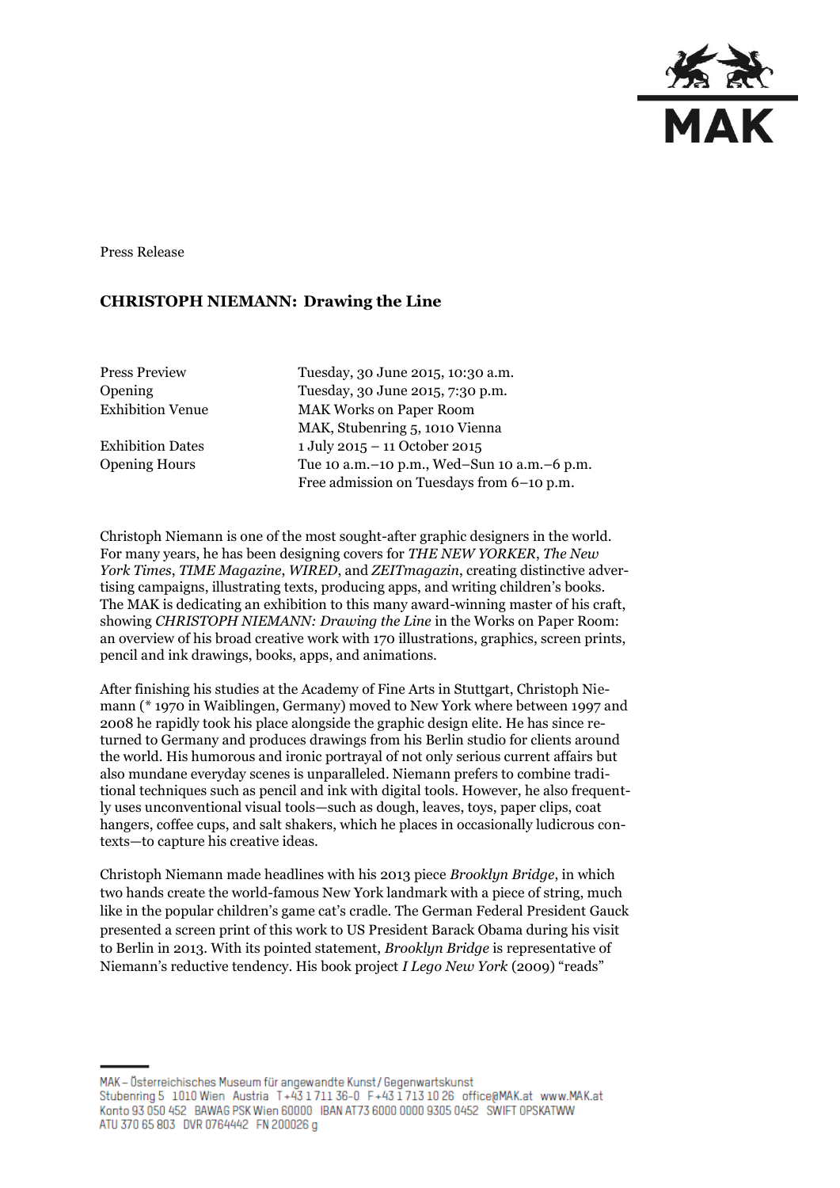Press Release

## CHRISTOPH NIEMANN: Drawing the Line

| | |
|---|---|
| Press Preview | Tuesday, 30 June 2015, 10:30 a.m. |
| Opening | Tuesday, 30 June 2015, 7:30 p.m. |
| Exhibition Venue | MAK Works on Paper Room<br>MAK, Stubenring 5, 1010 Vienna |
| Exhibition Dates | 1 July 2015 – 11 October 2015 |
| Opening Hours | Tue 10 a.m.–10 p.m., Wed–Sun 10 a.m.–6 p.m.<br>Free admission on Tuesdays from 6–10 p.m. |

Christoph Niemann is one of the most sought-after graphic designers in the world. For many years, he has been designing covers for *THE NEW YORKER*, *The New York Times*, *TIME Magazine*, *WIRED*, and *ZEITmagazin*, creating distinctive advertising campaigns, illustrating texts, producing apps, and writing children's books. The MAK is dedicating an exhibition to this many award-winning master of his craft, showing *CHRISTOPH NIEMANN: Drawing the Line* in the Works on Paper Room: an overview of his broad creative work with 170 illustrations, graphics, screen prints, pencil and ink drawings, books, apps, and animations.

After finishing his studies at the Academy of Fine Arts in Stuttgart, Christoph Niemann (* 1970 in Waiblingen, Germany) moved to New York where between 1997 and 2008 he rapidly took his place alongside the graphic design elite. He has since returned to Germany and produces drawings from his Berlin studio for clients around the world. His humorous and ironic portrayal of not only serious current affairs but also mundane everyday scenes is unparalleled. Niemann prefers to combine traditional techniques such as pencil and ink with digital tools. However, he also frequently uses unconventional visual tools—such as dough, leaves, toys, paper clips, coat hangers, coffee cups, and salt shakers, which he places in occasionally ludicrous contexts—to capture his creative ideas.

Christoph Niemann made headlines with his 2013 piece *Brooklyn Bridge*, in which two hands create the world-famous New York landmark with a piece of string, much like in the popular children's game cat's cradle. The German Federal President Gauck presented a screen print of this work to US President Barack Obama during his visit to Berlin in 2013. With its pointed statement, *Brooklyn Bridge* is representative of Niemann's reductive tendency. His book project *I Lego New York* (2009) "reads"

MAK – Österreichisches Museum für angewandte Kunst / Gegenwartskunst
Stubenring 5 1010 Wien Austria T +43 1 711 36-0 F +43 1 713 10 26 office@MAK.at www.MAK.at
Konto 93 050 452 BAWAG PSK Wien 60000 IBAN AT73 6000 0000 9305 0452 SWIFT OPSKATWW
ATU 370 65 803 DVR 0764442 FN 200026 g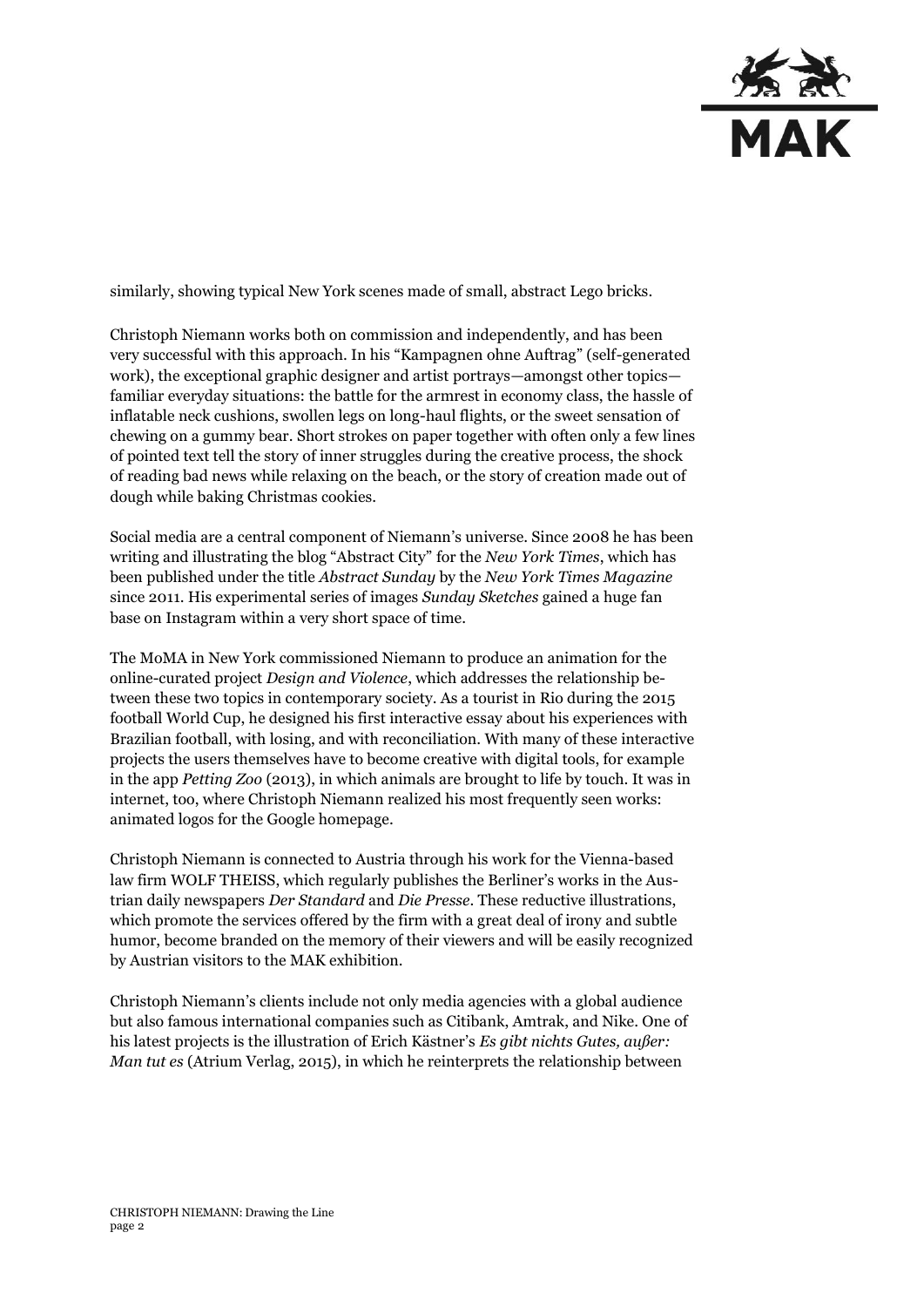similarly, showing typical New York scenes made of small, abstract Lego bricks.

Christoph Niemann works both on commission and independently, and has been very successful with this approach. In his "Kampagnen ohne Auftrag" (self-generated work), the exceptional graphic designer and artist portrays—amongst other topics—familiar everyday situations: the battle for the armrest in economy class, the hassle of inflatable neck cushions, swollen legs on long-haul flights, or the sweet sensation of chewing on a gummy bear. Short strokes on paper together with often only a few lines of pointed text tell the story of inner struggles during the creative process, the shock of reading bad news while relaxing on the beach, or the story of creation made out of dough while baking Christmas cookies.

Social media are a central component of Niemann's universe. Since 2008 he has been writing and illustrating the blog "Abstract City" for the *New York Times*, which has been published under the title *Abstract Sunday* by the *New York Times Magazine* since 2011. His experimental series of images *Sunday Sketches* gained a huge fan base on Instagram within a very short space of time.

The MoMA in New York commissioned Niemann to produce an animation for the online-curated project *Design and Violence*, which addresses the relationship between these two topics in contemporary society. As a tourist in Rio during the 2015 football World Cup, he designed his first interactive essay about his experiences with Brazilian football, with losing, and with reconciliation. With many of these interactive projects the users themselves have to become creative with digital tools, for example in the app *Petting Zoo* (2013), in which animals are brought to life by touch. It was in internet, too, where Christoph Niemann realized his most frequently seen works: animated logos for the Google homepage.

Christoph Niemann is connected to Austria through his work for the Vienna-based law firm WOLF THEISS, which regularly publishes the Berliner's works in the Austrian daily newspapers *Der Standard* and *Die Presse*. These reductive illustrations, which promote the services offered by the firm with a great deal of irony and subtle humor, become branded on the memory of their viewers and will be easily recognized by Austrian visitors to the MAK exhibition.

Christoph Niemann's clients include not only media agencies with a global audience but also famous international companies such as Citibank, Amtrak, and Nike. One of his latest projects is the illustration of Erich Kästner's *Es gibt nichts Gutes, außer: Man tut es* (Atrium Verlag, 2015), in which he reinterprets the relationship between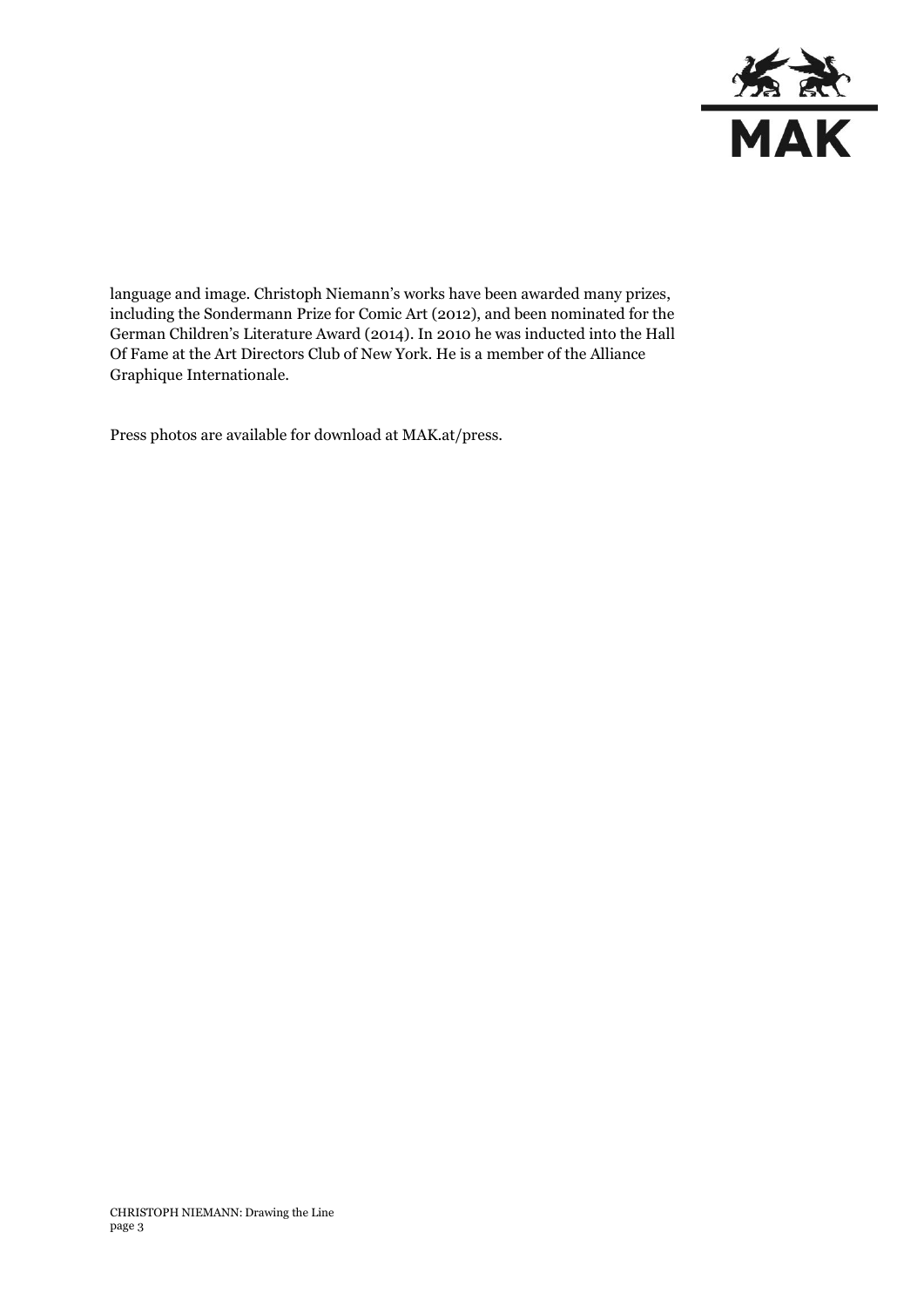language and image. Christoph Niemann's works have been awarded many prizes, including the Sondermann Prize for Comic Art (2012), and been nominated for the German Children's Literature Award (2014). In 2010 he was inducted into the Hall Of Fame at the Art Directors Club of New York. He is a member of the Alliance Graphique Internationale.

Press photos are available for download at MAK.at/press.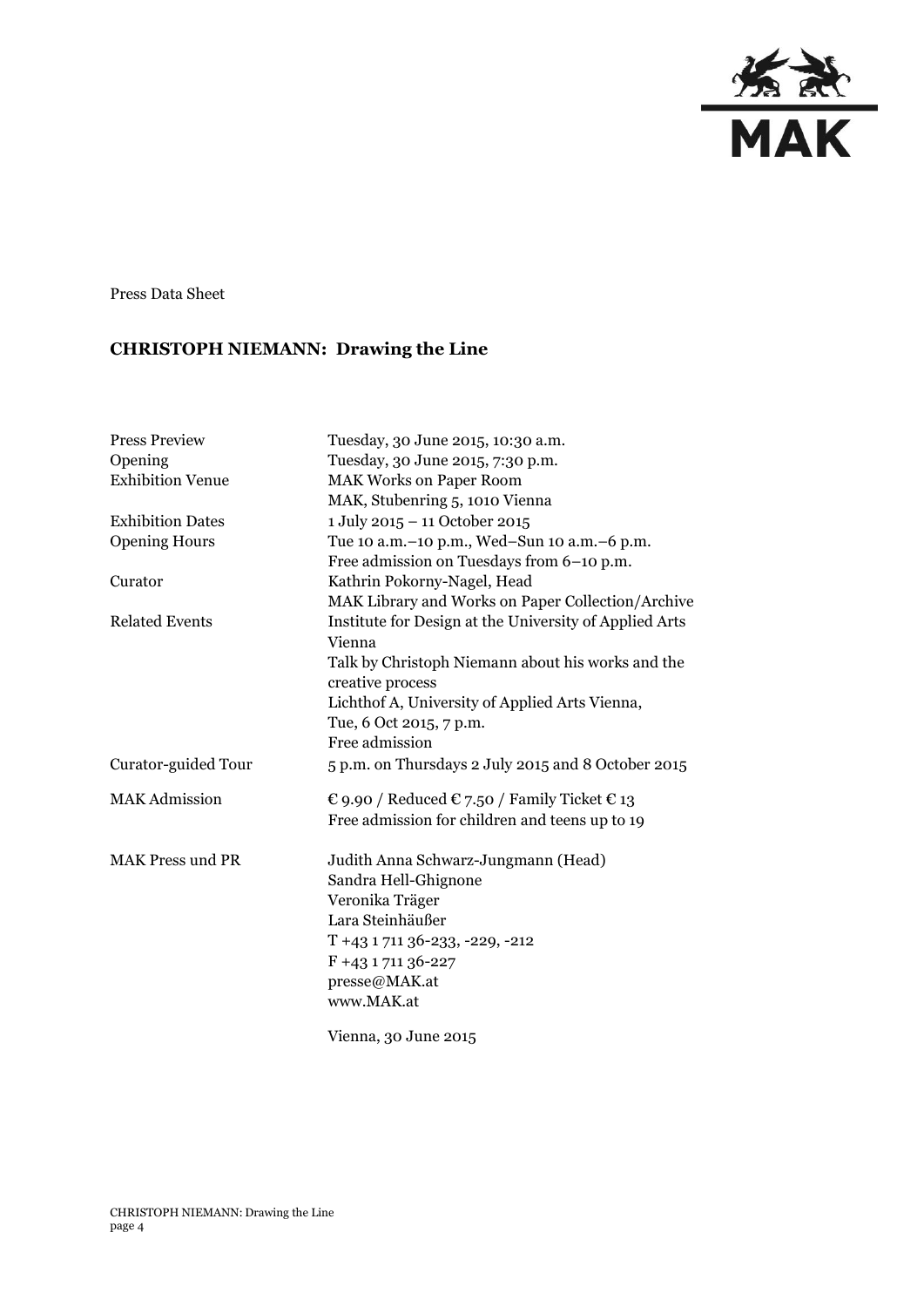Press Data Sheet

## CHRISTOPH NIEMANN: Drawing the Line

| | |
|---|---|
| Press Preview | Tuesday, 30 June 2015, 10:30 a.m. |
| Opening | Tuesday, 30 June 2015, 7:30 p.m. |
| Exhibition Venue | MAK Works on Paper Room<br>MAK, Stubenring 5, 1010 Vienna |
| Exhibition Dates | 1 July 2015 – 11 October 2015 |
| Opening Hours | Tue 10 a.m.–10 p.m., Wed–Sun 10 a.m.–6 p.m.<br>Free admission on Tuesdays from 6–10 p.m. |
| Curator | Kathrin Pokorny-Nagel, Head<br>MAK Library and Works on Paper Collection/Archive |
| Related Events | Institute for Design at the University of Applied Arts Vienna<br>Talk by Christoph Niemann about his works and the creative process<br>Lichthof A, University of Applied Arts Vienna,<br>Tue, 6 Oct 2015, 7 p.m.<br>Free admission |
| Curator-guided Tour | 5 p.m. on Thursdays 2 July 2015 and 8 October 2015 |
| MAK Admission | € 9.90 / Reduced € 7.50 / Family Ticket € 13<br>Free admission for children and teens up to 19 |
| MAK Press und PR | Judith Anna Schwarz-Jungmann (Head)<br>Sandra Hell-Ghignone<br>Veronika Träger<br>Lara Steinhäußer<br>T +43 1 711 36-233, -229, -212<br>F +43 1 711 36-227<br>presse@MAK.at<br>www.MAK.at |

Vienna, 30 June 2015